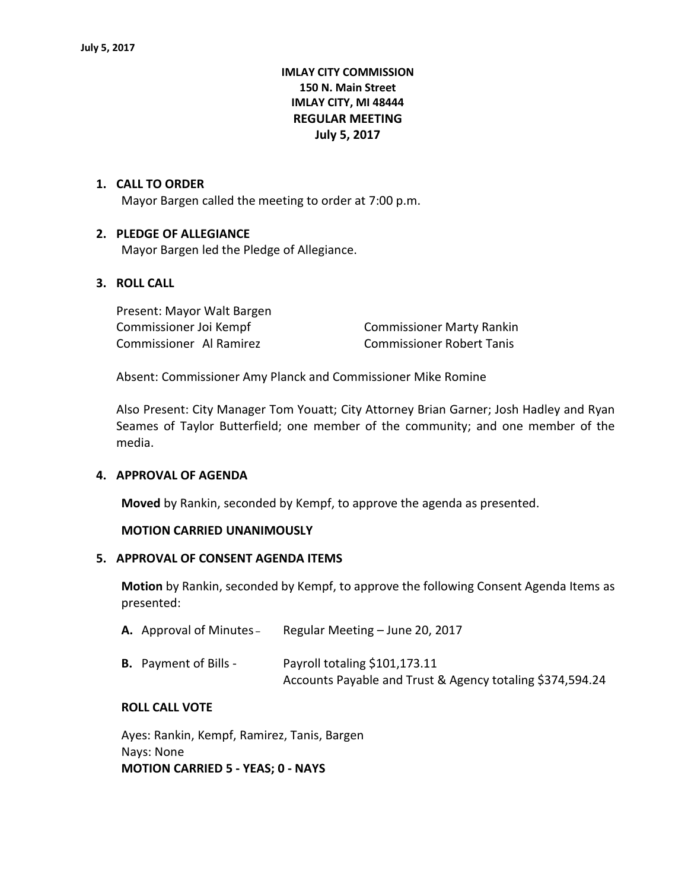**IMLAY CITY COMMISSION**
**150 N. Main Street**
**IMLAY CITY, MI 48444**
**REGULAR MEETING**
**July 5, 2017**

1. **CALL TO ORDER**
   Mayor Bargen called the meeting to order at 7:00 p.m.

2. **PLEDGE OF ALLEGIANCE**
   Mayor Bargen led the Pledge of Allegiance.

3. **ROLL CALL**

   Present: Mayor Walt Bargen
   Commissioner Joi Kempf
   Commissioner Al Ramirez
   Commissioner Marty Rankin
   Commissioner Robert Tanis

   Absent: Commissioner Amy Planck and Commissioner Mike Romine

   Also Present: City Manager Tom Youatt; City Attorney Brian Garner; Josh Hadley and Ryan Seames of Taylor Butterfield; one member of the community; and one member of the media.

4. **APPROVAL OF AGENDA**

   **Moved** by Rankin, seconded by Kempf, to approve the agenda as presented.

   **MOTION CARRIED UNANIMOUSLY**

5. **APPROVAL OF CONSENT AGENDA ITEMS**

   **Motion** by Rankin, seconded by Kempf, to approve the following Consent Agenda Items as presented:

   **A.** Approval of Minutes – Regular Meeting – June 20, 2017

   **B.** Payment of Bills - Payroll totaling $101,173.11
   Accounts Payable and Trust & Agency totaling $374,594.24

   **ROLL CALL VOTE**

   Ayes: Rankin, Kempf, Ramirez, Tanis, Bargen
   Nays: None
   **MOTION CARRIED 5 - YEAS; 0 - NAYS**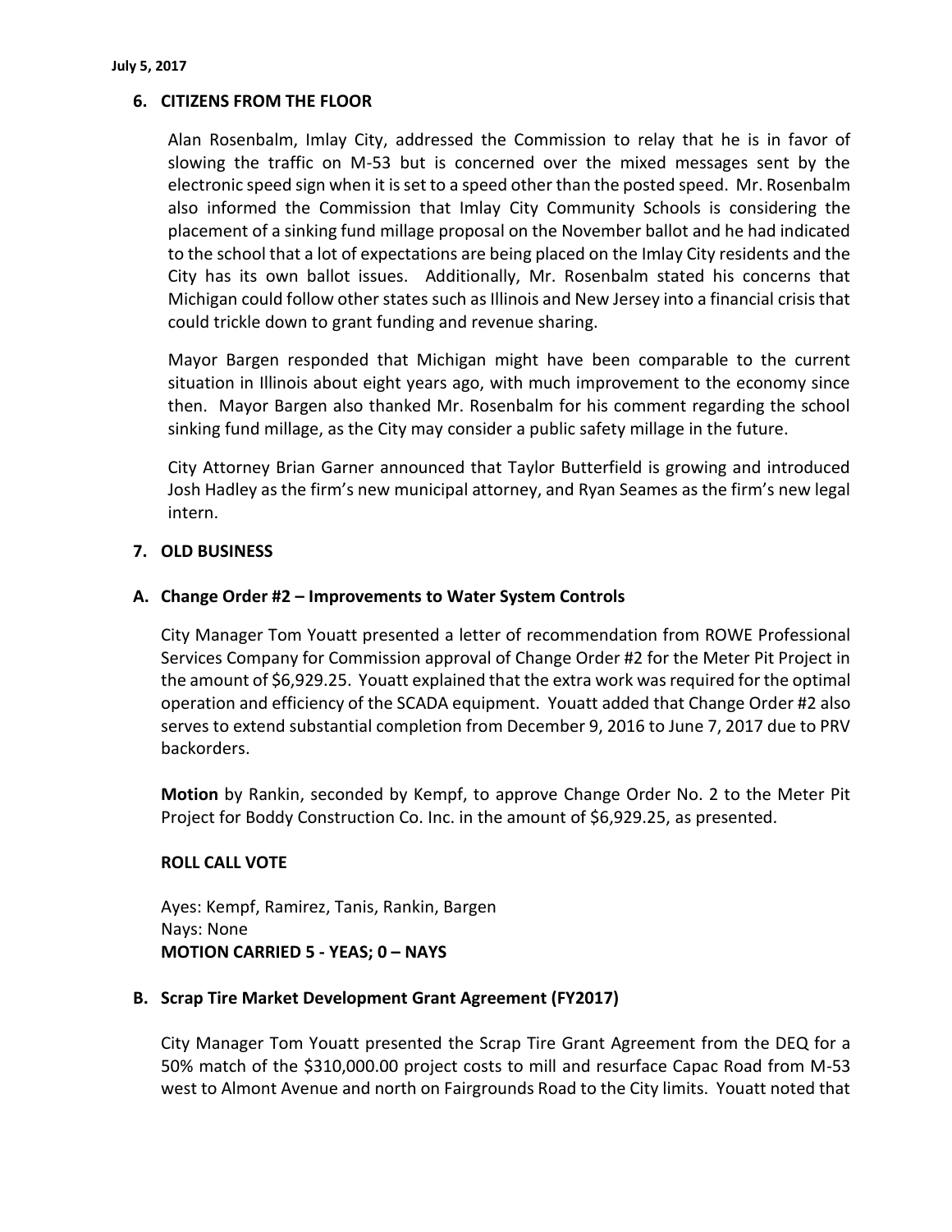## 6. CITIZENS FROM THE FLOOR

Alan Rosenbalm, Imlay City, addressed the Commission to relay that he is in favor of slowing the traffic on M-53 but is concerned over the mixed messages sent by the electronic speed sign when it is set to a speed other than the posted speed. Mr. Rosenbalm also informed the Commission that Imlay City Community Schools is considering the placement of a sinking fund millage proposal on the November ballot and he had indicated to the school that a lot of expectations are being placed on the Imlay City residents and the City has its own ballot issues. Additionally, Mr. Rosenbalm stated his concerns that Michigan could follow other states such as Illinois and New Jersey into a financial crisis that could trickle down to grant funding and revenue sharing.

Mayor Bargen responded that Michigan might have been comparable to the current situation in Illinois about eight years ago, with much improvement to the economy since then. Mayor Bargen also thanked Mr. Rosenbalm for his comment regarding the school sinking fund millage, as the City may consider a public safety millage in the future.

City Attorney Brian Garner announced that Taylor Butterfield is growing and introduced Josh Hadley as the firm's new municipal attorney, and Ryan Seames as the firm's new legal intern.

## 7. OLD BUSINESS

### A. Change Order #2 – Improvements to Water System Controls

City Manager Tom Youatt presented a letter of recommendation from ROWE Professional Services Company for Commission approval of Change Order #2 for the Meter Pit Project in the amount of $6,929.25. Youatt explained that the extra work was required for the optimal operation and efficiency of the SCADA equipment. Youatt added that Change Order #2 also serves to extend substantial completion from December 9, 2016 to June 7, 2017 due to PRV backorders.

**Motion** by Rankin, seconded by Kempf, to approve Change Order No. 2 to the Meter Pit Project for Boddy Construction Co. Inc. in the amount of $6,929.25, as presented.

**ROLL CALL VOTE**

Ayes: Kempf, Ramirez, Tanis, Rankin, Bargen
Nays: None
**MOTION CARRIED 5 - YEAS; 0 – NAYS**

### B. Scrap Tire Market Development Grant Agreement (FY2017)

City Manager Tom Youatt presented the Scrap Tire Grant Agreement from the DEQ for a 50% match of the $310,000.00 project costs to mill and resurface Capac Road from M-53 west to Almont Avenue and north on Fairgrounds Road to the City limits. Youatt noted that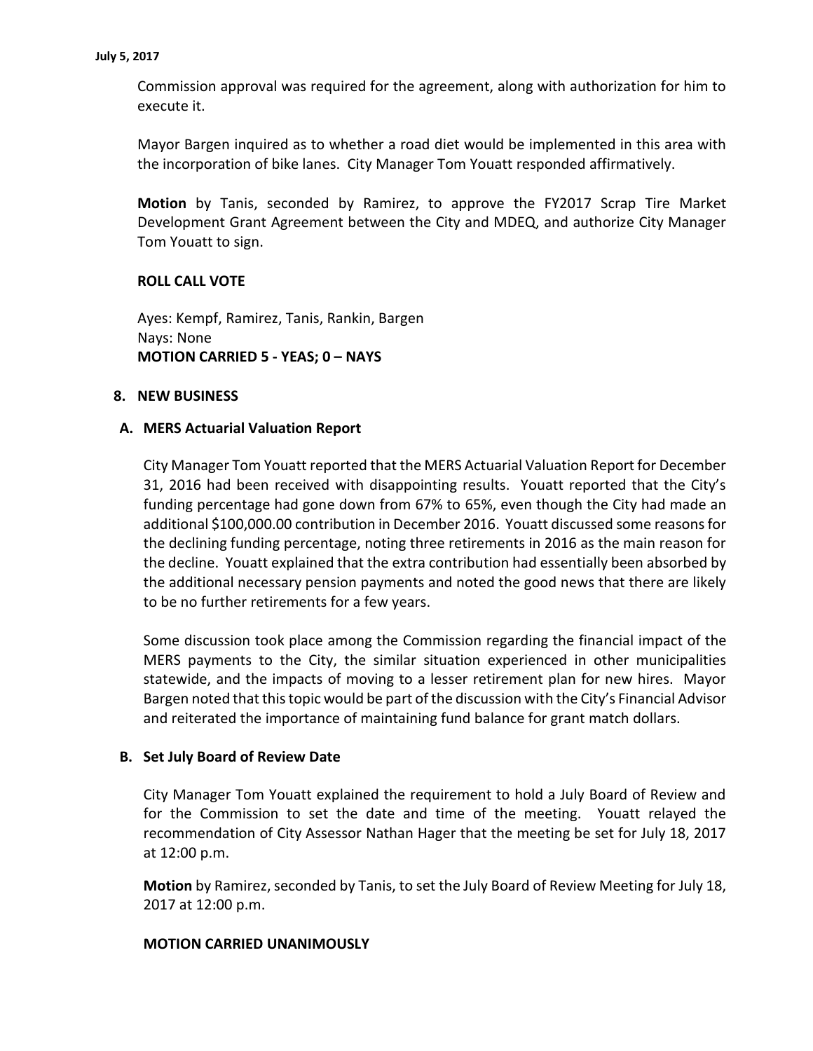Commission approval was required for the agreement, along with authorization for him to execute it.

Mayor Bargen inquired as to whether a road diet would be implemented in this area with the incorporation of bike lanes. City Manager Tom Youatt responded affirmatively.

**Motion** by Tanis, seconded by Ramirez, to approve the FY2017 Scrap Tire Market Development Grant Agreement between the City and MDEQ, and authorize City Manager Tom Youatt to sign.

**ROLL CALL VOTE**

Ayes: Kempf, Ramirez, Tanis, Rankin, Bargen
Nays: None
**MOTION CARRIED 5 - YEAS; 0 – NAYS**

## 8. NEW BUSINESS

### A. MERS Actuarial Valuation Report

City Manager Tom Youatt reported that the MERS Actuarial Valuation Report for December 31, 2016 had been received with disappointing results. Youatt reported that the City's funding percentage had gone down from 67% to 65%, even though the City had made an additional $100,000.00 contribution in December 2016. Youatt discussed some reasons for the declining funding percentage, noting three retirements in 2016 as the main reason for the decline. Youatt explained that the extra contribution had essentially been absorbed by the additional necessary pension payments and noted the good news that there are likely to be no further retirements for a few years.

Some discussion took place among the Commission regarding the financial impact of the MERS payments to the City, the similar situation experienced in other municipalities statewide, and the impacts of moving to a lesser retirement plan for new hires. Mayor Bargen noted that this topic would be part of the discussion with the City's Financial Advisor and reiterated the importance of maintaining fund balance for grant match dollars.

### B. Set July Board of Review Date

City Manager Tom Youatt explained the requirement to hold a July Board of Review and for the Commission to set the date and time of the meeting. Youatt relayed the recommendation of City Assessor Nathan Hager that the meeting be set for July 18, 2017 at 12:00 p.m.

**Motion** by Ramirez, seconded by Tanis, to set the July Board of Review Meeting for July 18, 2017 at 12:00 p.m.

**MOTION CARRIED UNANIMOUSLY**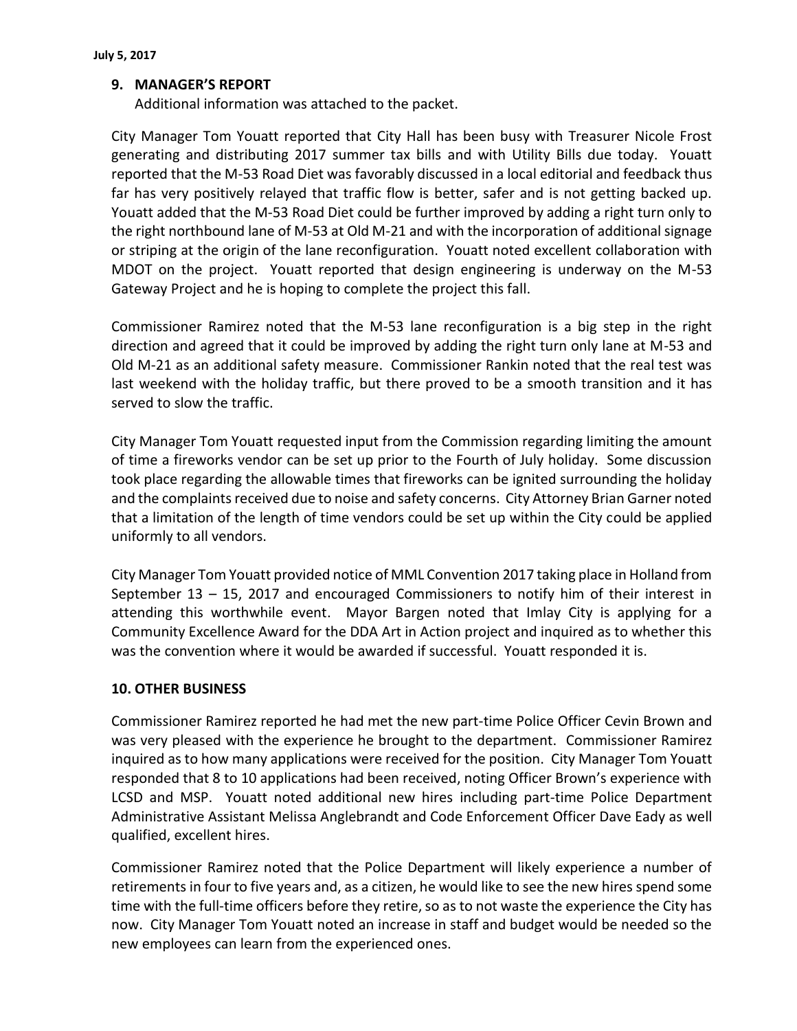## 9. MANAGER'S REPORT

Additional information was attached to the packet.

City Manager Tom Youatt reported that City Hall has been busy with Treasurer Nicole Frost generating and distributing 2017 summer tax bills and with Utility Bills due today. Youatt reported that the M-53 Road Diet was favorably discussed in a local editorial and feedback thus far has very positively relayed that traffic flow is better, safer and is not getting backed up. Youatt added that the M-53 Road Diet could be further improved by adding a right turn only to the right northbound lane of M-53 at Old M-21 and with the incorporation of additional signage or striping at the origin of the lane reconfiguration. Youatt noted excellent collaboration with MDOT on the project. Youatt reported that design engineering is underway on the M-53 Gateway Project and he is hoping to complete the project this fall.

Commissioner Ramirez noted that the M-53 lane reconfiguration is a big step in the right direction and agreed that it could be improved by adding the right turn only lane at M-53 and Old M-21 as an additional safety measure. Commissioner Rankin noted that the real test was last weekend with the holiday traffic, but there proved to be a smooth transition and it has served to slow the traffic.

City Manager Tom Youatt requested input from the Commission regarding limiting the amount of time a fireworks vendor can be set up prior to the Fourth of July holiday. Some discussion took place regarding the allowable times that fireworks can be ignited surrounding the holiday and the complaints received due to noise and safety concerns. City Attorney Brian Garner noted that a limitation of the length of time vendors could be set up within the City could be applied uniformly to all vendors.

City Manager Tom Youatt provided notice of MML Convention 2017 taking place in Holland from September 13 – 15, 2017 and encouraged Commissioners to notify him of their interest in attending this worthwhile event. Mayor Bargen noted that Imlay City is applying for a Community Excellence Award for the DDA Art in Action project and inquired as to whether this was the convention where it would be awarded if successful. Youatt responded it is.

## 10. OTHER BUSINESS

Commissioner Ramirez reported he had met the new part-time Police Officer Cevin Brown and was very pleased with the experience he brought to the department. Commissioner Ramirez inquired as to how many applications were received for the position. City Manager Tom Youatt responded that 8 to 10 applications had been received, noting Officer Brown's experience with LCSD and MSP. Youatt noted additional new hires including part-time Police Department Administrative Assistant Melissa Anglebrandt and Code Enforcement Officer Dave Eady as well qualified, excellent hires.

Commissioner Ramirez noted that the Police Department will likely experience a number of retirements in four to five years and, as a citizen, he would like to see the new hires spend some time with the full-time officers before they retire, so as to not waste the experience the City has now. City Manager Tom Youatt noted an increase in staff and budget would be needed so the new employees can learn from the experienced ones.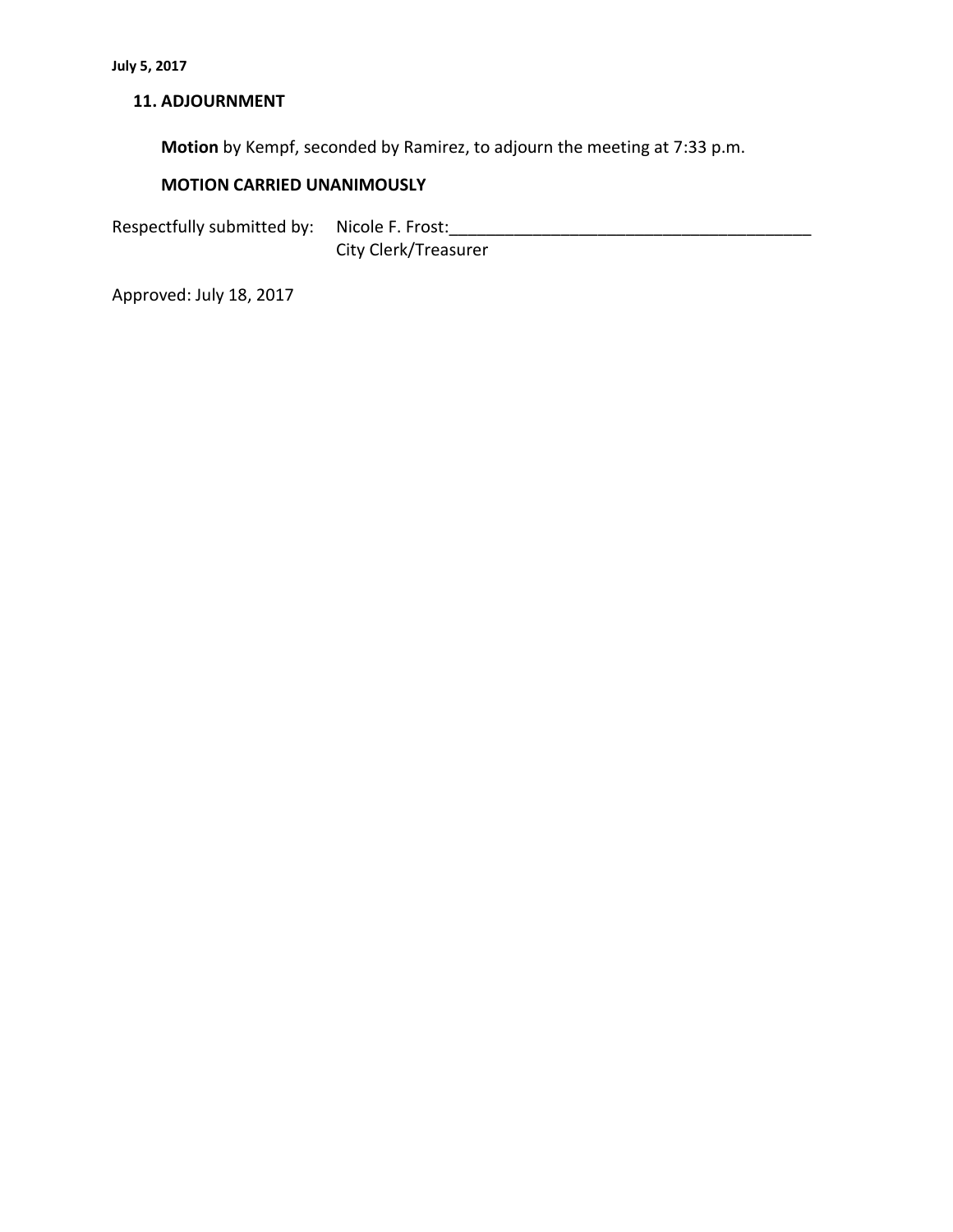## 11. ADJOURNMENT

**Motion** by Kempf, seconded by Ramirez, to adjourn the meeting at 7:33 p.m.

**MOTION CARRIED UNANIMOUSLY**

Respectfully submitted by: Nicole F. Frost:________________________________________
City Clerk/Treasurer

Approved: July 18, 2017